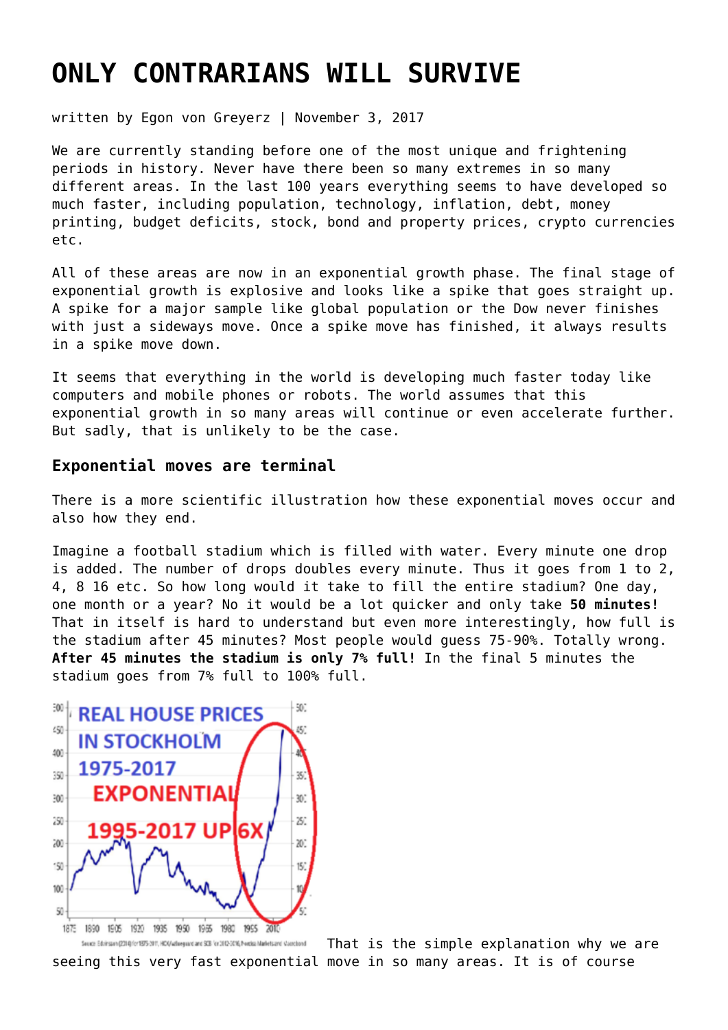# ONLY CONTRARIANS WILL SURVIVE

written by Egon von Greyerz | November 3, 2017

We are currently standing before one of the most unique and frightening periods in history. Never have there been so many extremes in so many different areas. In the last 100 years everything seems to have developed so much faster, including population, technology, inflation, debt, money printing, budget deficits, stock, bond and property prices, crypto currencies etc.

All of these areas are now in an exponential growth phase. The final stage of exponential growth is explosive and looks like a spike that goes straight up. A spike for a major sample like global population or the Dow never finishes with just a sideways move. Once a spike move has finished, it always results in a spike move down.

It seems that everything in the world is developing much faster today like computers and mobile phones or robots. The world assumes that this exponential growth in so many areas will continue or even accelerate further. But sadly, that is unlikely to be the case.

### Exponential moves are terminal

There is a more scientific illustration how these exponential moves occur and also how they end.

Imagine a football stadium which is filled with water. Every minute one drop is added. The number of drops doubles every minute. Thus it goes from 1 to 2, 4, 8 16 etc. So how long would it take to fill the entire stadium? One day, one month or a year? No it would be a lot quicker and only take **50 minutes!** That in itself is hard to understand but even more interestingly, how full is the stadium after 45 minutes? Most people would guess 75-90%. Totally wrong. **After 45 minutes the stadium is only 7% full!** In the final 5 minutes the stadium goes from 7% full to 100% full.

That is the simple explanation why we are seeing this very fast exponential move in so many areas. It is of course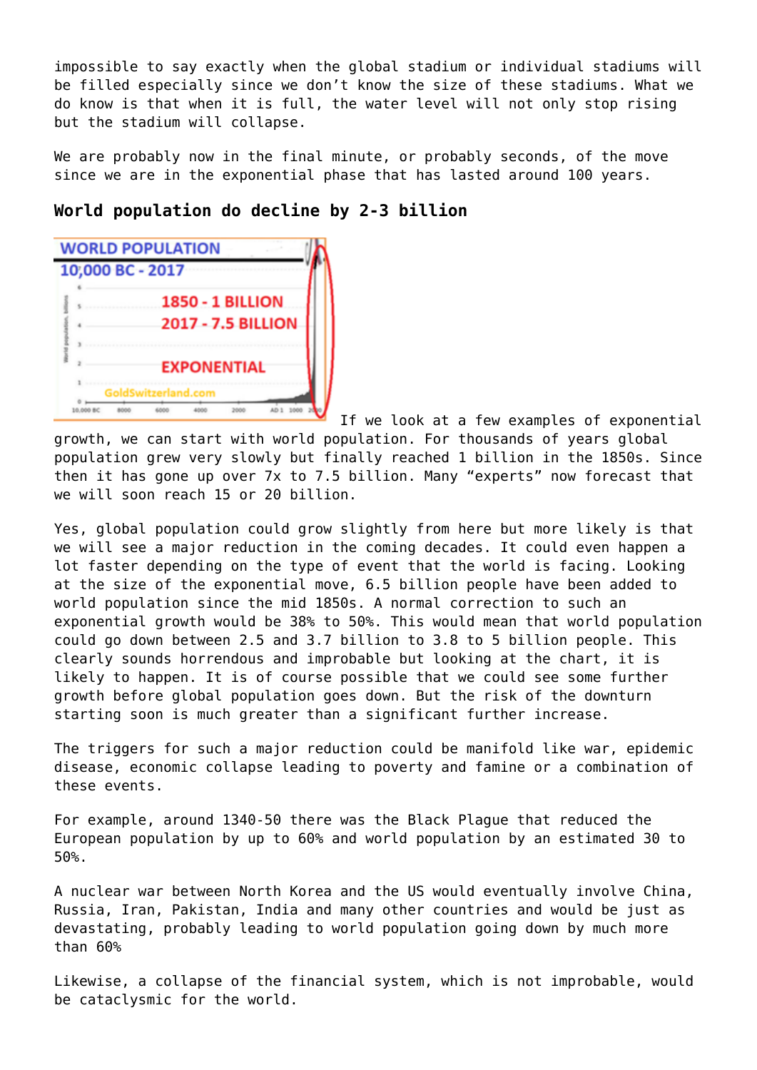impossible to say exactly when the global stadium or individual stadiums will be filled especially since we don't know the size of these stadiums. What we do know is that when it is full, the water level will not only stop rising but the stadium will collapse.

We are probably now in the final minute, or probably seconds, of the move since we are in the exponential phase that has lasted around 100 years.

### World population do decline by 2-3 billion

If we look at a few examples of exponential growth, we can start with world population. For thousands of years global population grew very slowly but finally reached 1 billion in the 1850s. Since then it has gone up over 7x to 7.5 billion. Many "experts" now forecast that we will soon reach 15 or 20 billion.

Yes, global population could grow slightly from here but more likely is that we will see a major reduction in the coming decades. It could even happen a lot faster depending on the type of event that the world is facing. Looking at the size of the exponential move, 6.5 billion people have been added to world population since the mid 1850s. A normal correction to such an exponential growth would be 38% to 50%. This would mean that world population could go down between 2.5 and 3.7 billion to 3.8 to 5 billion people. This clearly sounds horrendous and improbable but looking at the chart, it is likely to happen. It is of course possible that we could see some further growth before global population goes down. But the risk of the downturn starting soon is much greater than a significant further increase.

The triggers for such a major reduction could be manifold like war, epidemic disease, economic collapse leading to poverty and famine or a combination of these events.

For example, around 1340-50 there was the Black Plague that reduced the European population by up to 60% and world population by an estimated 30 to 50%.

A nuclear war between North Korea and the US would eventually involve China, Russia, Iran, Pakistan, India and many other countries and would be just as devastating, probably leading to world population going down by much more than 60%

Likewise, a collapse of the financial system, which is not improbable, would be cataclysmic for the world.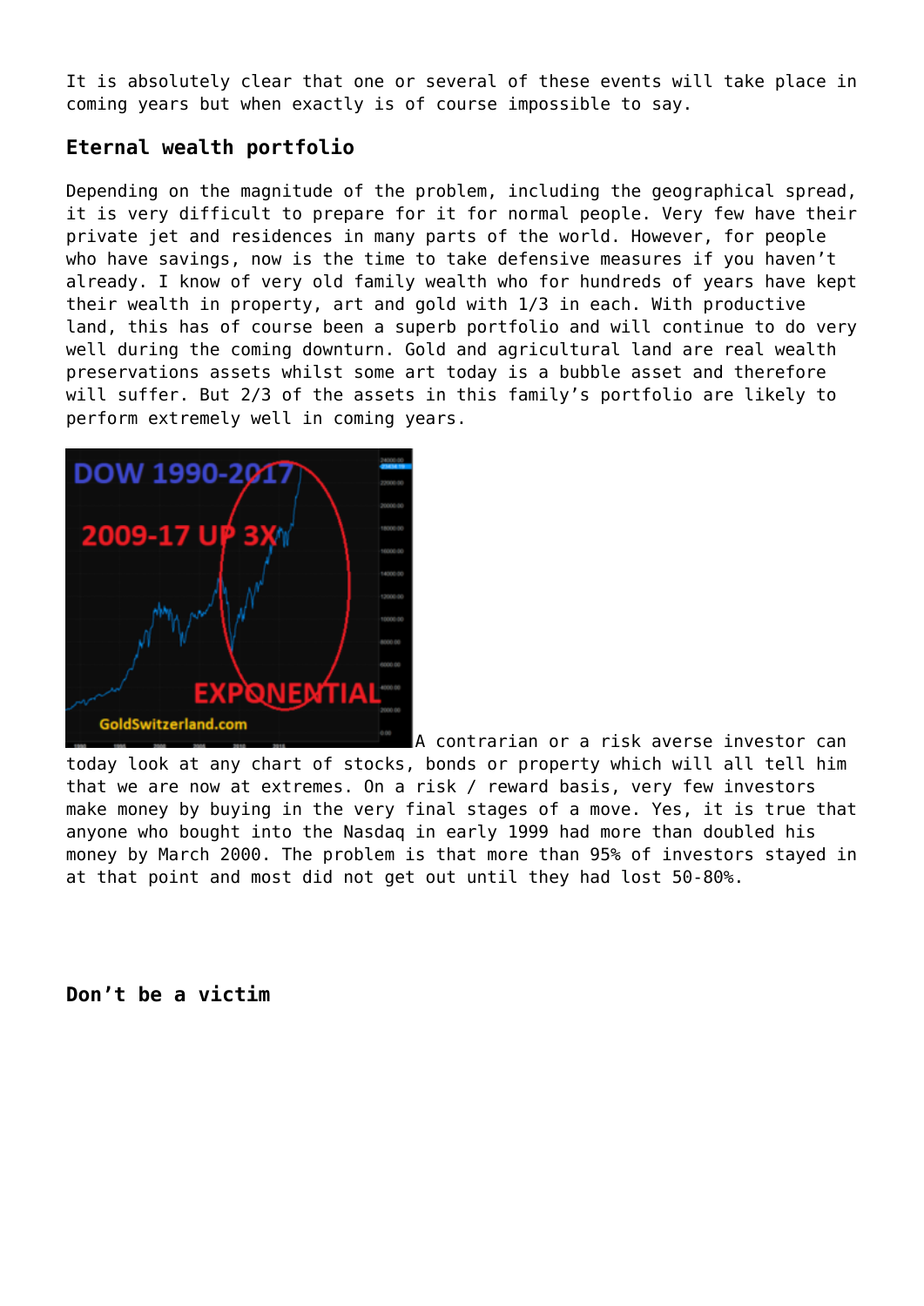It is absolutely clear that one or several of these events will take place in coming years but when exactly is of course impossible to say.

### Eternal wealth portfolio

Depending on the magnitude of the problem, including the geographical spread, it is very difficult to prepare for it for normal people. Very few have their private jet and residences in many parts of the world. However, for people who have savings, now is the time to take defensive measures if you haven't already. I know of very old family wealth who for hundreds of years have kept their wealth in property, art and gold with 1/3 in each. With productive land, this has of course been a superb portfolio and will continue to do very well during the coming downturn. Gold and agricultural land are real wealth preservations assets whilst some art today is a bubble asset and therefore will suffer. But 2/3 of the assets in this family's portfolio are likely to perform extremely well in coming years.

A contrarian or a risk averse investor can today look at any chart of stocks, bonds or property which will all tell him that we are now at extremes. On a risk / reward basis, very few investors make money by buying in the very final stages of a move. Yes, it is true that anyone who bought into the Nasdaq in early 1999 had more than doubled his money by March 2000. The problem is that more than 95% of investors stayed in at that point and most did not get out until they had lost 50-80%.

### Don't be a victim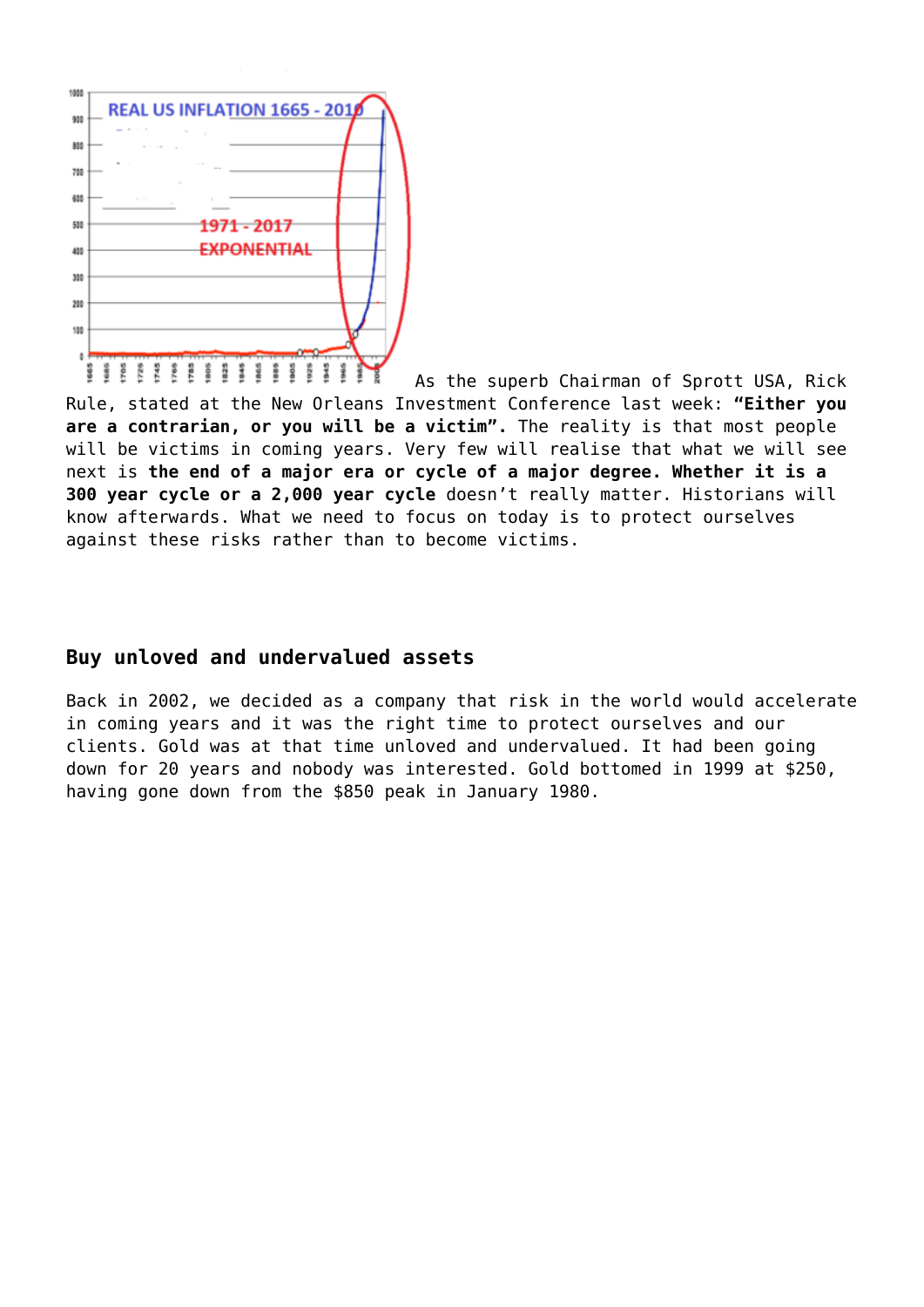As the superb Chairman of Sprott USA, Rick Rule, stated at the New Orleans Investment Conference last week: **"Either you are a contrarian, or you will be a victim".** The reality is that most people will be victims in coming years. Very few will realise that what we will see next is **the end of a major era or cycle of a major degree. Whether it is a 300 year cycle or a 2,000 year cycle** doesn't really matter. Historians will know afterwards. What we need to focus on today is to protect ourselves against these risks rather than to become victims.

## Buy unloved and undervalued assets

Back in 2002, we decided as a company that risk in the world would accelerate in coming years and it was the right time to protect ourselves and our clients. Gold was at that time unloved and undervalued. It had been going down for 20 years and nobody was interested. Gold bottomed in 1999 at $250, having gone down from the $850 peak in January 1980.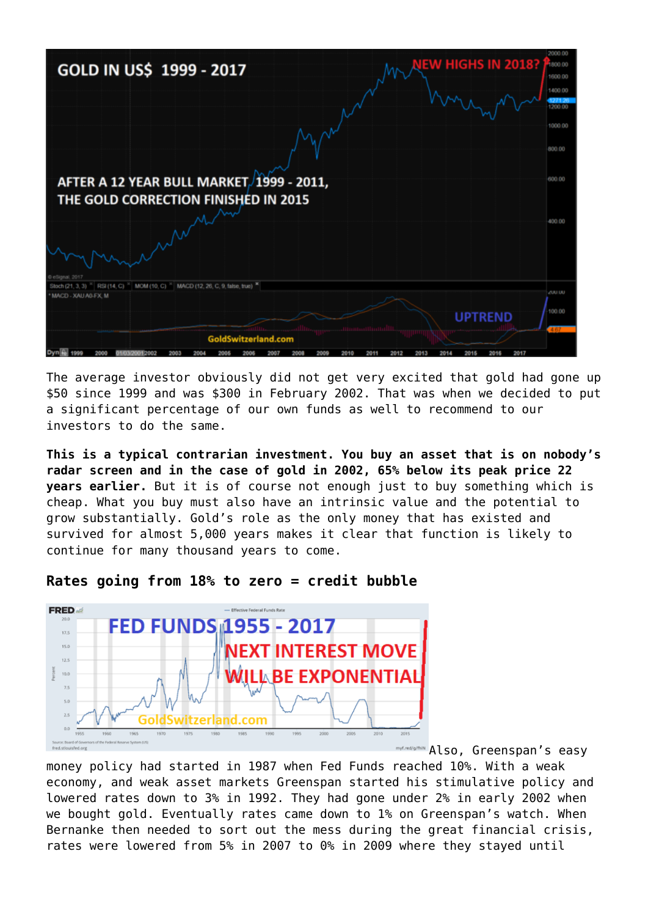The average investor obviously did not get very excited that gold had gone up $50 since 1999 and was $300 in February 2002. That was when we decided to put a significant percentage of our own funds as well to recommend to our investors to do the same.

**This is a typical contrarian investment. You buy an asset that is on nobody's radar screen and in the case of gold in 2002, 65% below its peak price 22 years earlier.** But it is of course not enough just to buy something which is cheap. What you buy must also have an intrinsic value and the potential to grow substantially. Gold's role as the only money that has existed and survived for almost 5,000 years makes it clear that function is likely to continue for many thousand years to come.

### Rates going from 18% to zero = credit bubble

Also, Greenspan's easy money policy had started in 1987 when Fed Funds reached 10%. With a weak economy, and weak asset markets Greenspan started his stimulative policy and lowered rates down to 3% in 1992. They had gone under 2% in early 2002 when we bought gold. Eventually rates came down to 1% on Greenspan's watch. When Bernanke then needed to sort out the mess during the great financial crisis, rates were lowered from 5% in 2007 to 0% in 2009 where they stayed until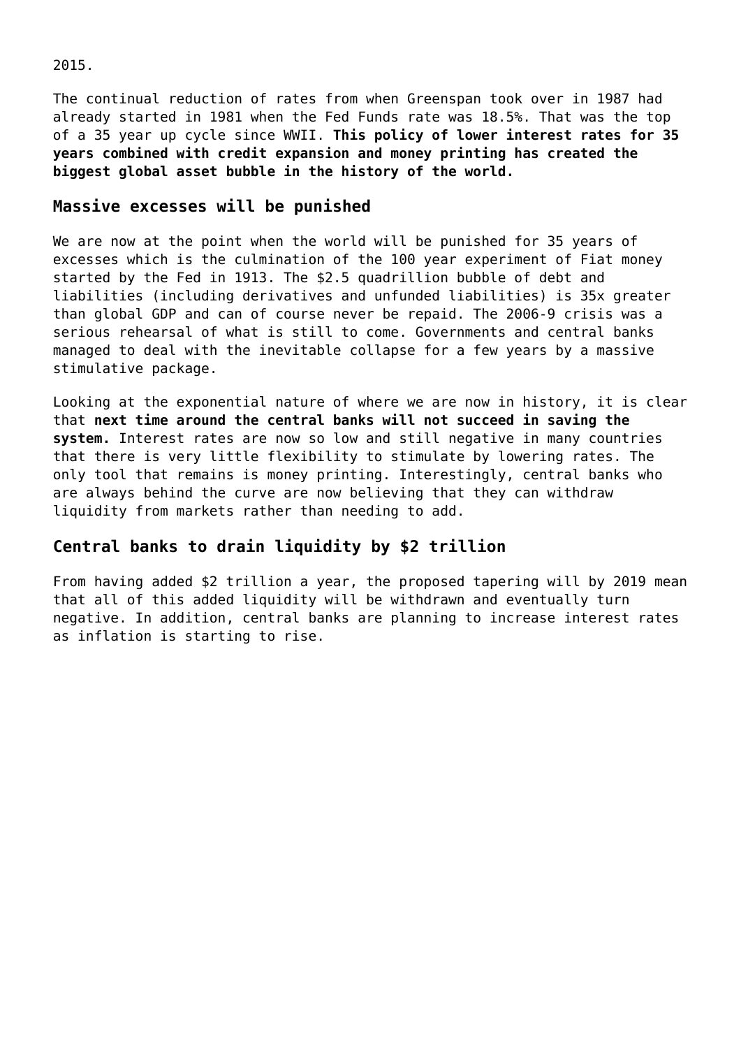2015.

The continual reduction of rates from when Greenspan took over in 1987 had already started in 1981 when the Fed Funds rate was 18.5%. That was the top of a 35 year up cycle since WWII. **This policy of lower interest rates for 35 years combined with credit expansion and money printing has created the biggest global asset bubble in the history of the world.**

## Massive excesses will be punished

We are now at the point when the world will be punished for 35 years of excesses which is the culmination of the 100 year experiment of Fiat money started by the Fed in 1913. The $2.5 quadrillion bubble of debt and liabilities (including derivatives and unfunded liabilities) is 35x greater than global GDP and can of course never be repaid. The 2006-9 crisis was a serious rehearsal of what is still to come. Governments and central banks managed to deal with the inevitable collapse for a few years by a massive stimulative package.

Looking at the exponential nature of where we are now in history, it is clear that **next time around the central banks will not succeed in saving the system.** Interest rates are now so low and still negative in many countries that there is very little flexibility to stimulate by lowering rates. The only tool that remains is money printing. Interestingly, central banks who are always behind the curve are now believing that they can withdraw liquidity from markets rather than needing to add.

## Central banks to drain liquidity by $2 trillion

From having added $2 trillion a year, the proposed tapering will by 2019 mean that all of this added liquidity will be withdrawn and eventually turn negative. In addition, central banks are planning to increase interest rates as inflation is starting to rise.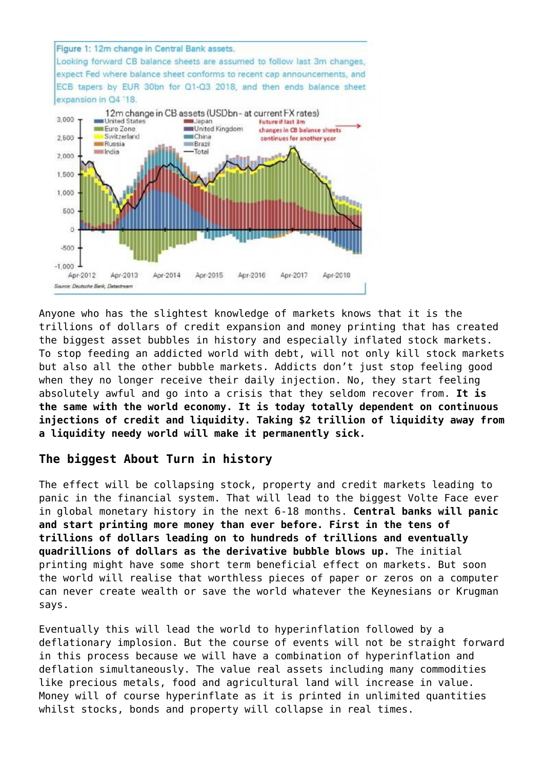Figure 1: 12m change in Central Bank assets.
Looking forward CB balance sheets are assumed to follow last 3m changes, expect Fed where balance sheet conforms to recent cap announcements, and ECB tapers by EUR 30bn for Q1-Q3 2018, and then ends balance sheet expansion in Q4 '18.

Source: Deutsche Bank, Datastream

Anyone who has the slightest knowledge of markets knows that it is the trillions of dollars of credit expansion and money printing that has created the biggest asset bubbles in history and especially inflated stock markets. To stop feeding an addicted world with debt, will not only kill stock markets but also all the other bubble markets. Addicts don't just stop feeling good when they no longer receive their daily injection. No, they start feeling absolutely awful and go into a crisis that they seldom recover from. **It is the same with the world economy. It is today totally dependent on continuous injections of credit and liquidity. Taking $2 trillion of liquidity away from a liquidity needy world will make it permanently sick.**

## The biggest About Turn in history

The effect will be collapsing stock, property and credit markets leading to panic in the financial system. That will lead to the biggest Volte Face ever in global monetary history in the next 6-18 months. **Central banks will panic and start printing more money than ever before. First in the tens of trillions of dollars leading on to hundreds of trillions and eventually quadrillions of dollars as the derivative bubble blows up.** The initial printing might have some short term beneficial effect on markets. But soon the world will realise that worthless pieces of paper or zeros on a computer can never create wealth or save the world whatever the Keynesians or Krugman says.

Eventually this will lead the world to hyperinflation followed by a deflationary implosion. But the course of events will not be straight forward in this process because we will have a combination of hyperinflation and deflation simultaneously. The value real assets including many commodities like precious metals, food and agricultural land will increase in value. Money will of course hyperinflate as it is printed in unlimited quantities whilst stocks, bonds and property will collapse in real times.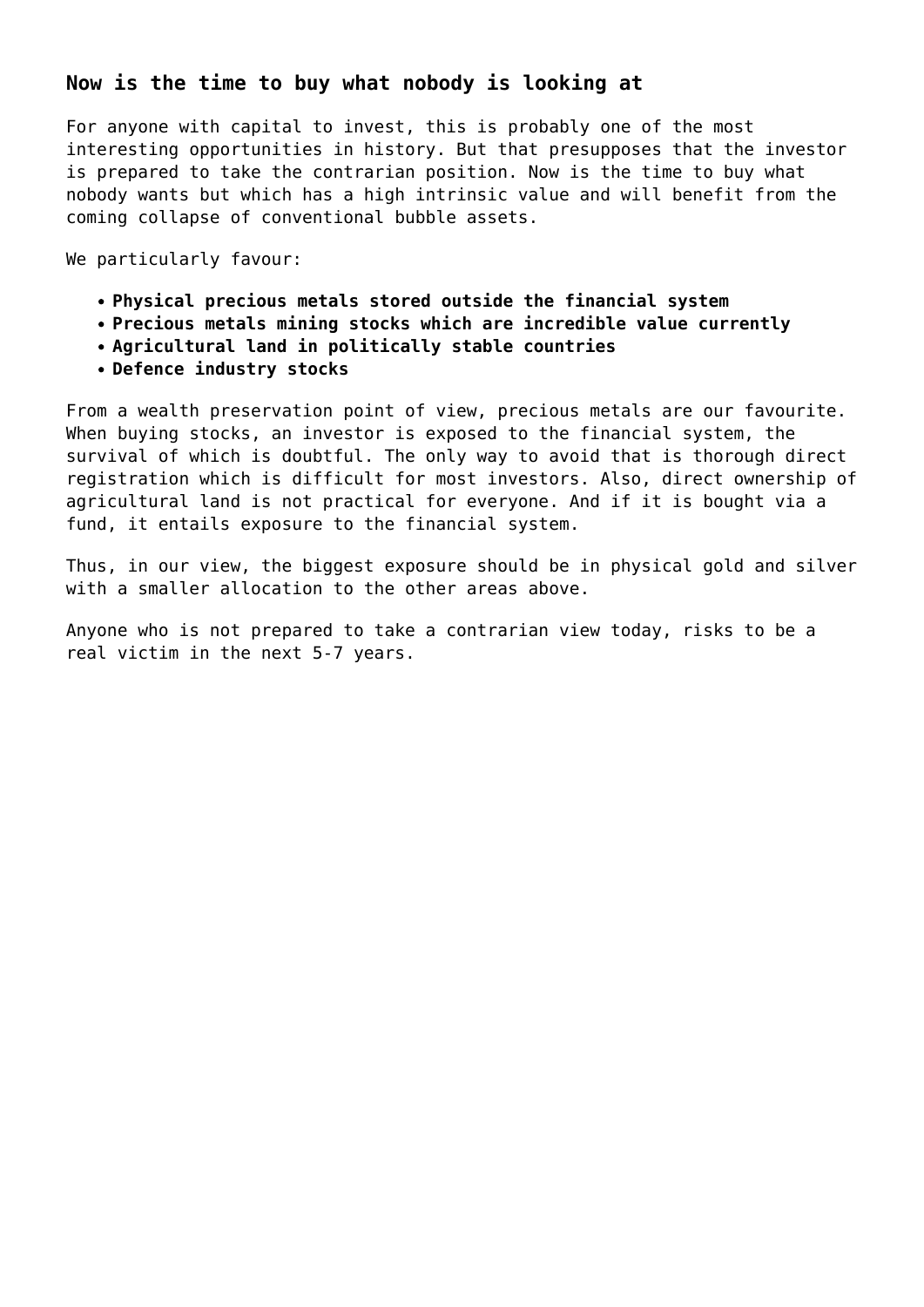### Now is the time to buy what nobody is looking at

For anyone with capital to invest, this is probably one of the most interesting opportunities in history. But that presupposes that the investor is prepared to take the contrarian position. Now is the time to buy what nobody wants but which has a high intrinsic value and will benefit from the coming collapse of conventional bubble assets.

We particularly favour:

- **Physical precious metals stored outside the financial system**
- **Precious metals mining stocks which are incredible value currently**
- **Agricultural land in politically stable countries**
- **Defence industry stocks**

From a wealth preservation point of view, precious metals are our favourite. When buying stocks, an investor is exposed to the financial system, the survival of which is doubtful. The only way to avoid that is thorough direct registration which is difficult for most investors. Also, direct ownership of agricultural land is not practical for everyone. And if it is bought via a fund, it entails exposure to the financial system.

Thus, in our view, the biggest exposure should be in physical gold and silver with a smaller allocation to the other areas above.

Anyone who is not prepared to take a contrarian view today, risks to be a real victim in the next 5-7 years.